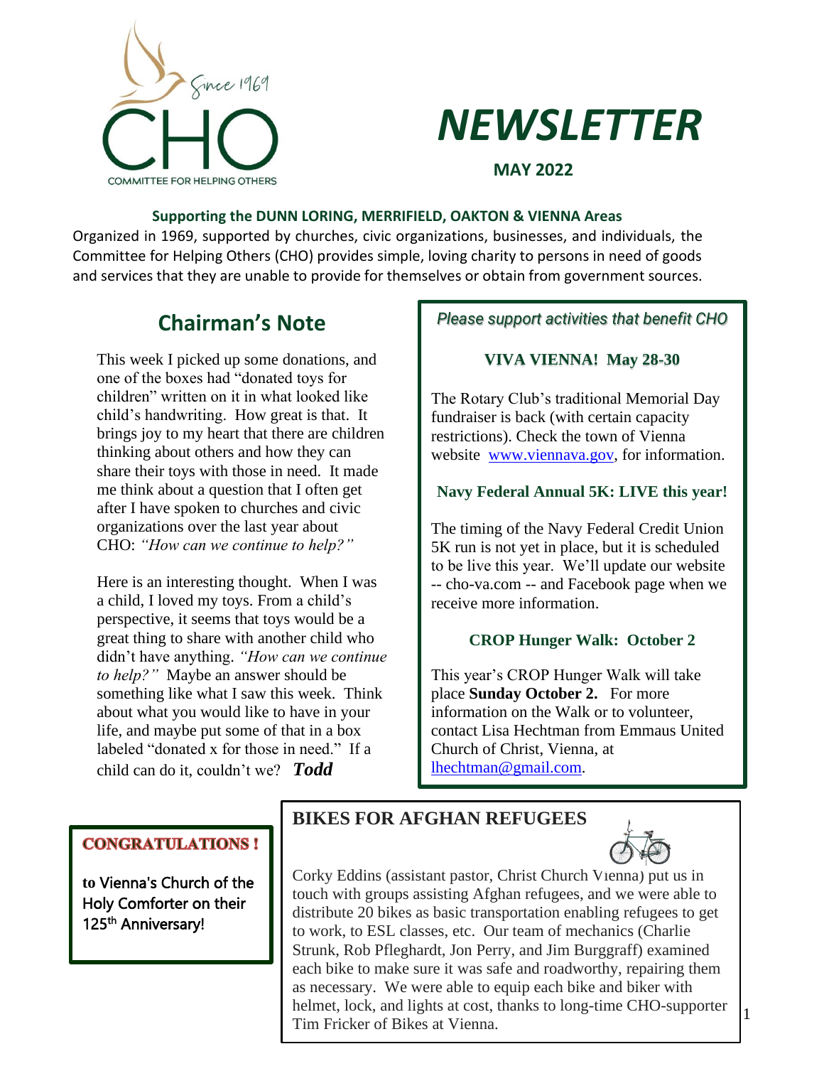CHO — Since 1969 — COMMITTEE FOR HELPING OTHERS

# NEWSLETTER

**MAY 2022**

**Supporting the DUNN LORING, MERRIFIELD, OAKTON & VIENNA Areas**

Organized in 1969, supported by churches, civic organizations, businesses, and individuals, the Committee for Helping Others (CHO) provides simple, loving charity to persons in need of goods and services that they are unable to provide for themselves or obtain from government sources.

## Chairman's Note

This week I picked up some donations, and one of the boxes had "donated toys for children" written on it in what looked like child's handwriting. How great is that. It brings joy to my heart that there are children thinking about others and how they can share their toys with those in need. It made me think about a question that I often get after I have spoken to churches and civic organizations over the last year about CHO: *"How can we continue to help?"*

Here is an interesting thought. When I was a child, I loved my toys. From a child's perspective, it seems that toys would be a great thing to share with another child who didn't have anything. *"How can we continue to help?"* Maybe an answer should be something like what I saw this week. Think about what you would like to have in your life, and maybe put some of that in a box labeled "donated x for those in need." If a child can do it, couldn't we? ***Todd***

*Please support activities that benefit CHO*

### VIVA VIENNA! May 28-30

The Rotary Club's traditional Memorial Day fundraiser is back (with certain capacity restrictions). Check the town of Vienna website www.viennava.gov, for information.

### Navy Federal Annual 5K: LIVE this year!

The timing of the Navy Federal Credit Union 5K run is not yet in place, but it is scheduled to be live this year. We'll update our website -- cho-va.com -- and Facebook page when we receive more information.

### CROP Hunger Walk: October 2

This year's CROP Hunger Walk will take place **Sunday October 2.** For more information on the Walk or to volunteer, contact Lisa Hechtman from Emmaus United Church of Christ, Vienna, at lhechtman@gmail.com.

**CONGRATULATIONS !**

**to Vienna's Church of the Holy Comforter on their 125th Anniversary!**

## BIKES FOR AFGHAN REFUGEES

Corky Eddins (assistant pastor, Christ Church Vienna) put us in touch with groups assisting Afghan refugees, and we were able to distribute 20 bikes as basic transportation enabling refugees to get to work, to ESL classes, etc. Our team of mechanics (Charlie Strunk, Rob Pfleghardt, Jon Perry, and Jim Burggraff) examined each bike to make sure it was safe and roadworthy, repairing them as necessary. We were able to equip each bike and biker with helmet, lock, and lights at cost, thanks to long-time CHO-supporter Tim Fricker of Bikes at Vienna.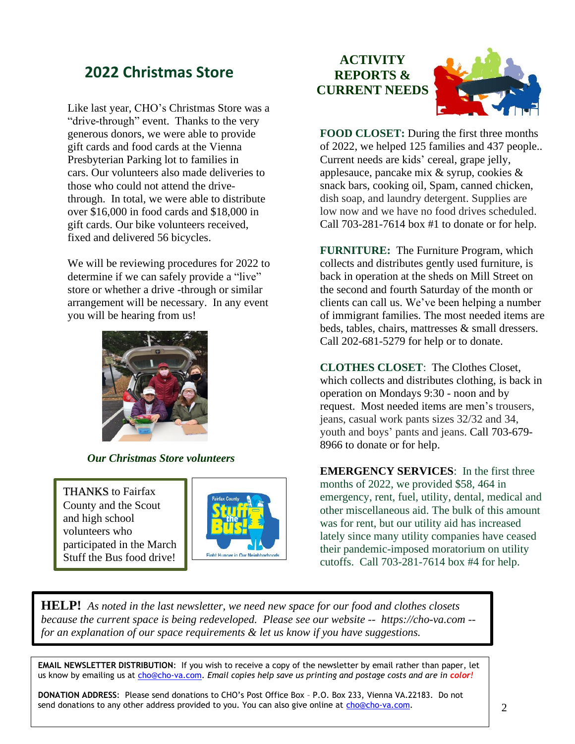## 2022 Christmas Store

Like last year, CHO's Christmas Store was a "drive-through" event. Thanks to the very generous donors, we were able to provide gift cards and food cards at the Vienna Presbyterian Parking lot to families in cars. Our volunteers also made deliveries to those who could not attend the drive-through. In total, we were able to distribute over $16,000 in food cards and $18,000 in gift cards. Our bike volunteers received, fixed and delivered 56 bicycles.

We will be reviewing procedures for 2022 to determine if we can safely provide a "live" store or whether a drive -through or similar arrangement will be necessary. In any event you will be hearing from us!

*Our Christmas Store volunteers*

THANKS to Fairfax County and the Scout and high school volunteers who participated in the March Stuff the Bus food drive!

## ACTIVITY REPORTS & CURRENT NEEDS

**FOOD CLOSET:** During the first three months of 2022, we helped 125 families and 437 people.. Current needs are kids' cereal, grape jelly, applesauce, pancake mix & syrup, cookies & snack bars, cooking oil, Spam, canned chicken, dish soap, and laundry detergent. Supplies are low now and we have no food drives scheduled. Call 703-281-7614 box #1 to donate or for help.

**FURNITURE:** The Furniture Program, which collects and distributes gently used furniture, is back in operation at the sheds on Mill Street on the second and fourth Saturday of the month or clients can call us. We've been helping a number of immigrant families. The most needed items are beds, tables, chairs, mattresses & small dressers. Call 202-681-5279 for help or to donate.

**CLOTHES CLOSET**: The Clothes Closet, which collects and distributes clothing, is back in operation on Mondays 9:30 - noon and by request. Most needed items are men's trousers, jeans, casual work pants sizes 32/32 and 34, youth and boys' pants and jeans. Call 703-679-8966 to donate or for help.

**EMERGENCY SERVICES**: In the first three months of 2022, we provided $58, 464 in emergency, rent, fuel, utility, dental, medical and other miscellaneous aid. The bulk of this amount was for rent, but our utility aid has increased lately since many utility companies have ceased their pandemic-imposed moratorium on utility cutoffs. Call 703-281-7614 box #4 for help.

**HELP!** *As noted in the last newsletter, we need new space for our food and clothes closets because the current space is being redeveloped. Please see our website -- https://cho-va.com -- for an explanation of our space requirements & let us know if you have suggestions.*

**EMAIL NEWSLETTER DISTRIBUTION**: If you wish to receive a copy of the newsletter by email rather than paper, let us know by emailing us at cho@cho-va.com. *Email copies help save us printing and postage costs and are in* ***color!***

**DONATION ADDRESS**: Please send donations to CHO's Post Office Box – P.O. Box 233, Vienna VA.22183. Do not send donations to any other address provided to you. You can also give online at cho@cho-va.com.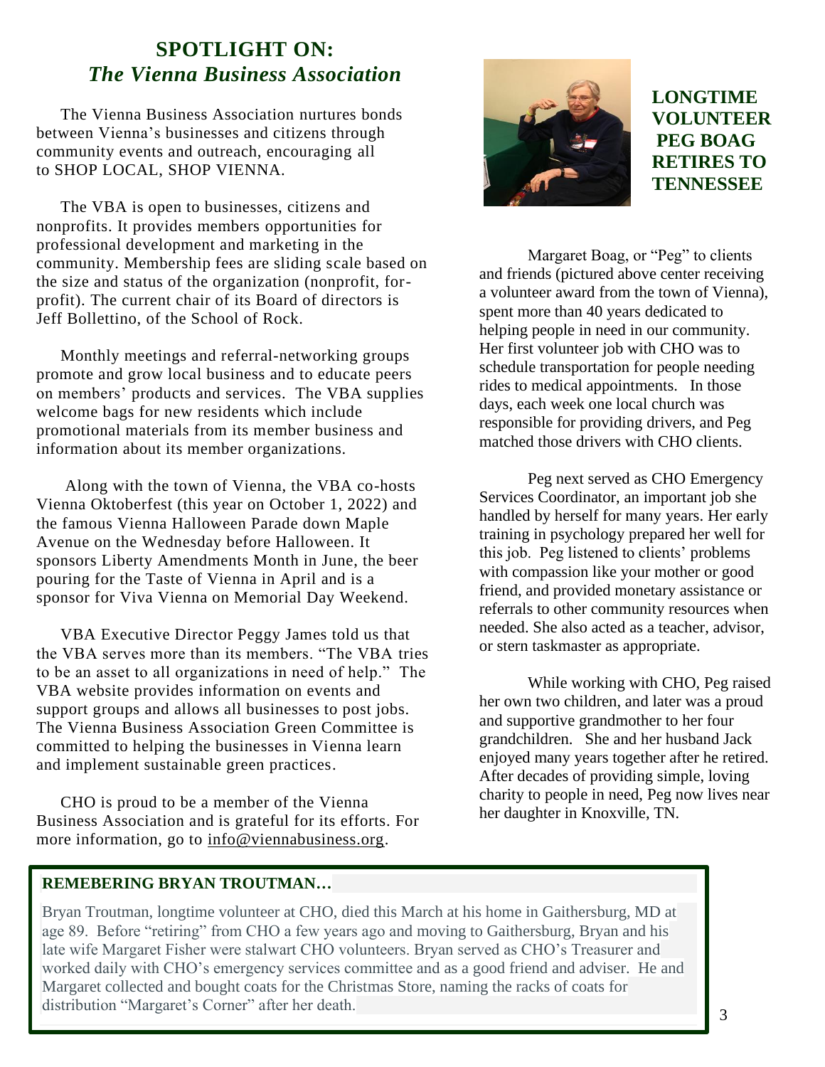## SPOTLIGHT ON: *The Vienna Business Association*

The Vienna Business Association nurtures bonds between Vienna's businesses and citizens through community events and outreach, encouraging all to SHOP LOCAL, SHOP VIENNA.

The VBA is open to businesses, citizens and nonprofits. It provides members opportunities for professional development and marketing in the community. Membership fees are sliding scale based on the size and status of the organization (nonprofit, for-profit). The current chair of its Board of directors is Jeff Bollettino, of the School of Rock.

Monthly meetings and referral-networking groups promote and grow local business and to educate peers on members' products and services. The VBA supplies welcome bags for new residents which include promotional materials from its member business and information about its member organizations.

Along with the town of Vienna, the VBA co-hosts Vienna Oktoberfest (this year on October 1, 2022) and the famous Vienna Halloween Parade down Maple Avenue on the Wednesday before Halloween. It sponsors Liberty Amendments Month in June, the beer pouring for the Taste of Vienna in April and is a sponsor for Viva Vienna on Memorial Day Weekend.

VBA Executive Director Peggy James told us that the VBA serves more than its members. "The VBA tries to be an asset to all organizations in need of help." The VBA website provides information on events and support groups and allows all businesses to post jobs. The Vienna Business Association Green Committee is committed to helping the businesses in Vienna learn and implement sustainable green practices.

CHO is proud to be a member of the Vienna Business Association and is grateful for its efforts. For more information, go to info@viennabusiness.org.

## LONGTIME VOLUNTEER PEG BOAG RETIRES TO TENNESSEE

Margaret Boag, or "Peg" to clients and friends (pictured above center receiving a volunteer award from the town of Vienna), spent more than 40 years dedicated to helping people in need in our community. Her first volunteer job with CHO was to schedule transportation for people needing rides to medical appointments. In those days, each week one local church was responsible for providing drivers, and Peg matched those drivers with CHO clients.

Peg next served as CHO Emergency Services Coordinator, an important job she handled by herself for many years. Her early training in psychology prepared her well for this job. Peg listened to clients' problems with compassion like your mother or good friend, and provided monetary assistance or referrals to other community resources when needed. She also acted as a teacher, advisor, or stern taskmaster as appropriate.

While working with CHO, Peg raised her own two children, and later was a proud and supportive grandmother to her four grandchildren. She and her husband Jack enjoyed many years together after he retired. After decades of providing simple, loving charity to people in need, Peg now lives near her daughter in Knoxville, TN.

### REMEBERING BRYAN TROUTMAN…

Bryan Troutman, longtime volunteer at CHO, died this March at his home in Gaithersburg, MD at age 89. Before "retiring" from CHO a few years ago and moving to Gaithersburg, Bryan and his late wife Margaret Fisher were stalwart CHO volunteers. Bryan served as CHO's Treasurer and worked daily with CHO's emergency services committee and as a good friend and adviser. He and Margaret collected and bought coats for the Christmas Store, naming the racks of coats for distribution "Margaret's Corner" after her death.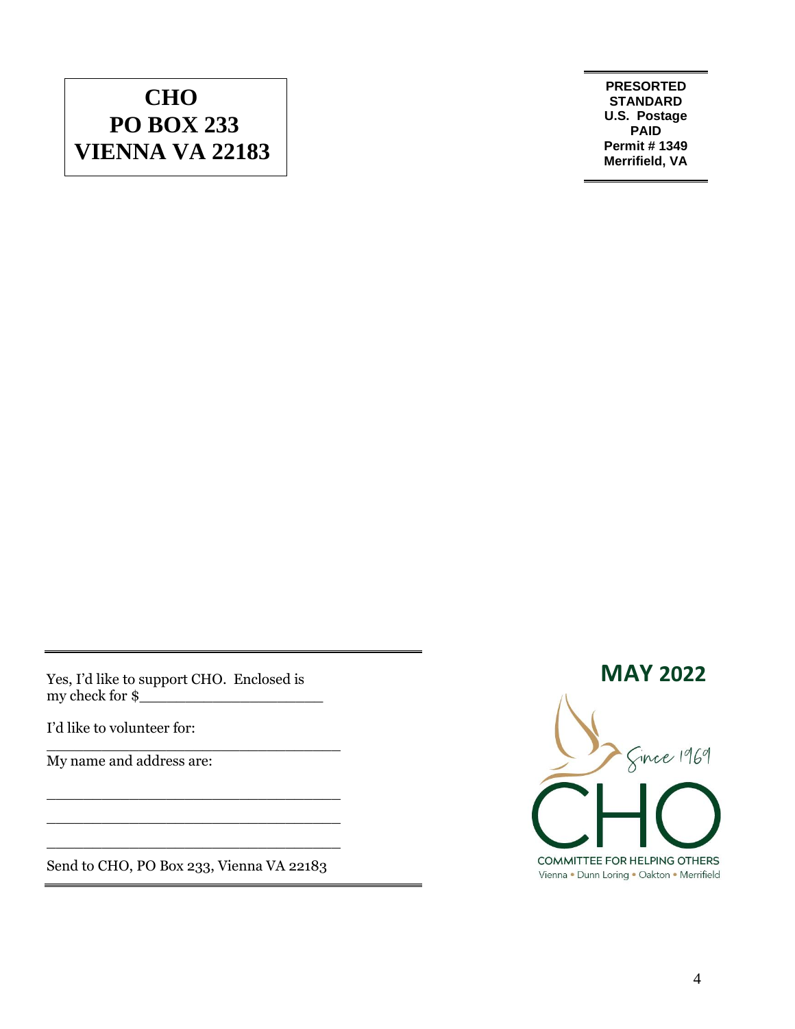**CHO**
**PO BOX 233**
**VIENNA VA 22183**

**PRESORTED**
**STANDARD**
**U.S. Postage**
**PAID**
**Permit # 1349**
**Merrifield, VA**

---

Yes, I'd like to support CHO. Enclosed is my check for $____________________

I'd like to volunteer for:
_________________________________

My name and address are:

_________________________________

_________________________________

_________________________________

Send to CHO, PO Box 233, Vienna VA 22183

---

## MAY 2022

Since 1969

CHO

COMMITTEE FOR HELPING OTHERS

Vienna • Dunn Loring • Oakton • Merrifield